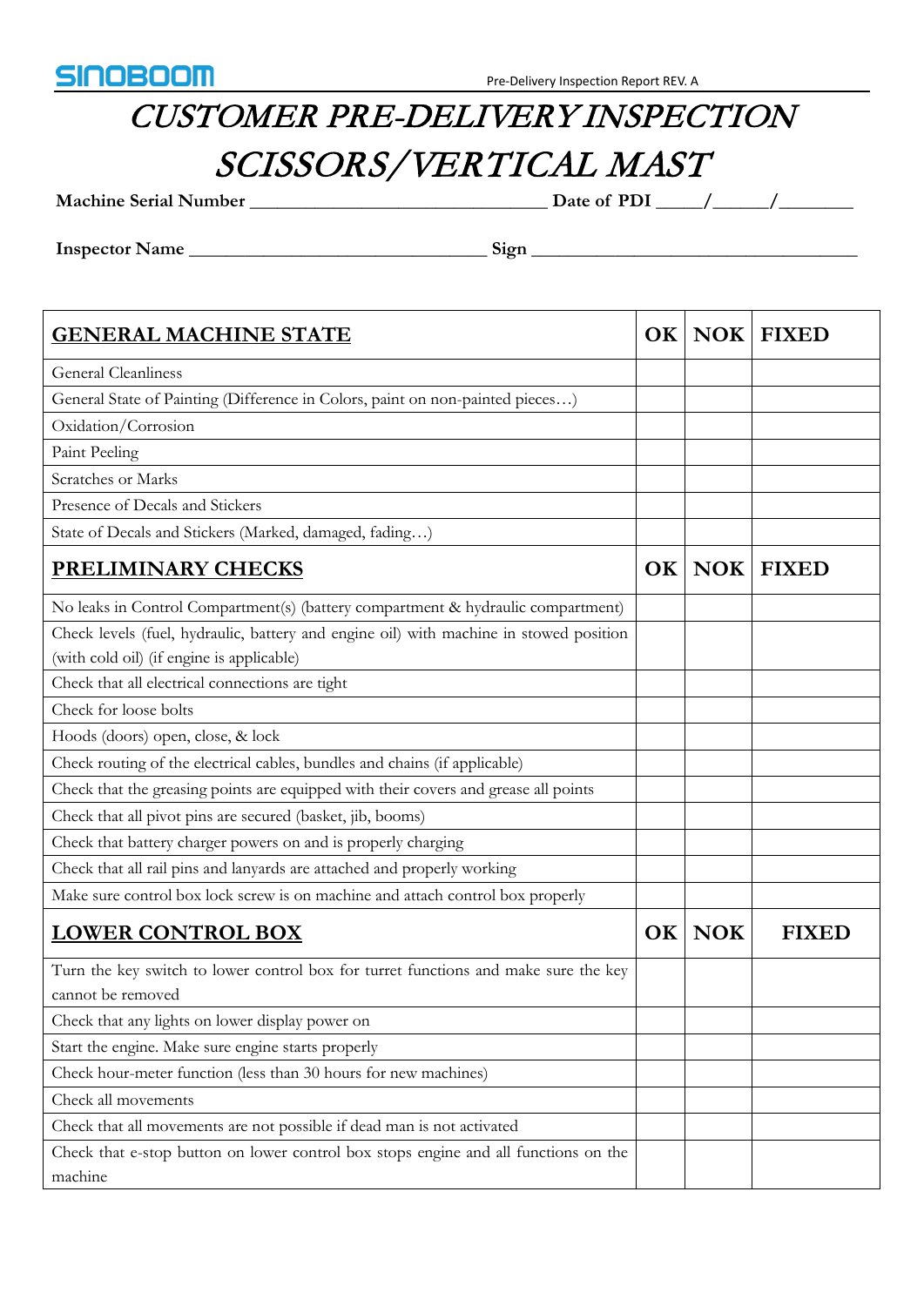SINOBOOM

Pre-Delivery Inspection Report REV. A

# CUSTOMER PRE-DELIVERY INSPECTION SCISSORS/VERTICAL MAST

**Machine Serial Number** ______________________________ **Date of PDI** ____/_____/_______

**Inspector Name** ______________________________ **Sign** ________________________________

| GENERAL MACHINE STATE | OK | NOK | FIXED |
|---|---|---|---|
| General Cleanliness | | | |
| General State of Painting (Difference in Colors, paint on non-painted pieces…) | | | |
| Oxidation/Corrosion | | | |
| Paint Peeling | | | |
| Scratches or Marks | | | |
| Presence of Decals and Stickers | | | |
| State of Decals and Stickers (Marked, damaged, fading…) | | | |
| **PRELIMINARY CHECKS** | **OK** | **NOK** | **FIXED** |
| No leaks in Control Compartment(s) (battery compartment & hydraulic compartment) | | | |
| Check levels (fuel, hydraulic, battery and engine oil) with machine in stowed position (with cold oil) (if engine is applicable) | | | |
| Check that all electrical connections are tight | | | |
| Check for loose bolts | | | |
| Hoods (doors) open, close, & lock | | | |
| Check routing of the electrical cables, bundles and chains (if applicable) | | | |
| Check that the greasing points are equipped with their covers and grease all points | | | |
| Check that all pivot pins are secured (basket, jib, booms) | | | |
| Check that battery charger powers on and is properly charging | | | |
| Check that all rail pins and lanyards are attached and properly working | | | |
| Make sure control box lock screw is on machine and attach control box properly | | | |
| **LOWER CONTROL BOX** | **OK** | **NOK** | **FIXED** |
| Turn the key switch to lower control box for turret functions and make sure the key cannot be removed | | | |
| Check that any lights on lower display power on | | | |
| Start the engine. Make sure engine starts properly | | | |
| Check hour-meter function (less than 30 hours for new machines) | | | |
| Check all movements | | | |
| Check that all movements are not possible if dead man is not activated | | | |
| Check that e-stop button on lower control box stops engine and all functions on the machine | | | |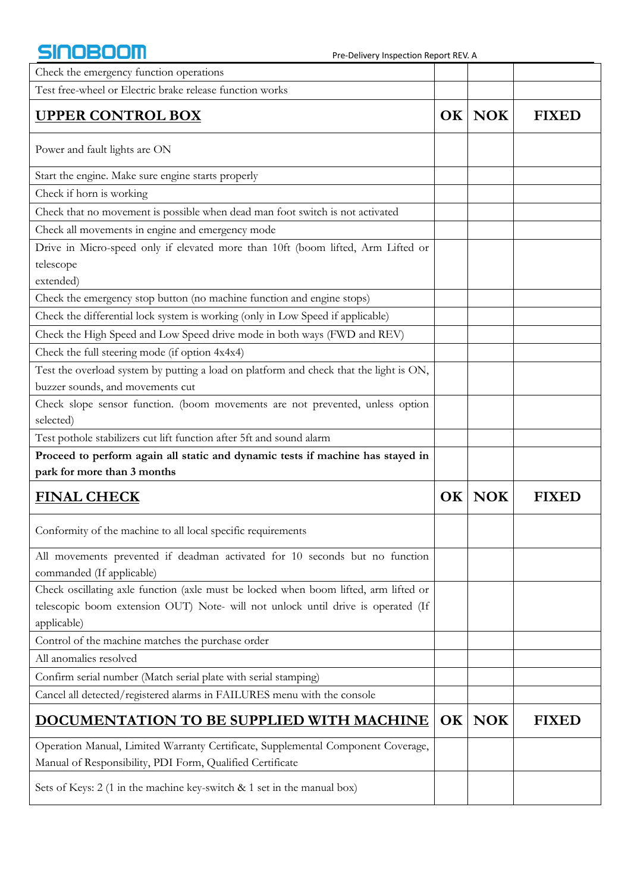| | | | |
|---|---|---|---|
| Check the emergency function operations | | | |
| Test free-wheel or Electric brake release function works | | | |
| **UPPER CONTROL BOX** | **OK** | **NOK** | **FIXED** |
| Power and fault lights are ON | | | |
| Start the engine. Make sure engine starts properly | | | |
| Check if horn is working | | | |
| Check that no movement is possible when dead man foot switch is not activated | | | |
| Check all movements in engine and emergency mode | | | |
| Drive in Micro-speed only if elevated more than 10ft (boom lifted, Arm Lifted or telescope extended) | | | |
| Check the emergency stop button (no machine function and engine stops) | | | |
| Check the differential lock system is working (only in Low Speed if applicable) | | | |
| Check the High Speed and Low Speed drive mode in both ways (FWD and REV) | | | |
| Check the full steering mode (if option 4x4x4) | | | |
| Test the overload system by putting a load on platform and check that the light is ON, buzzer sounds, and movements cut | | | |
| Check slope sensor function. (boom movements are not prevented, unless option selected) | | | |
| Test pothole stabilizers cut lift function after 5ft and sound alarm | | | |
| **Proceed to perform again all static and dynamic tests if machine has stayed in park for more than 3 months** | | | |
| **FINAL CHECK** | **OK** | **NOK** | **FIXED** |
| Conformity of the machine to all local specific requirements | | | |
| All movements prevented if deadman activated for 10 seconds but no function commanded (If applicable) | | | |
| Check oscillating axle function (axle must be locked when boom lifted, arm lifted or telescopic boom extension OUT) Note- will not unlock until drive is operated (If applicable) | | | |
| Control of the machine matches the purchase order | | | |
| All anomalies resolved | | | |
| Confirm serial number (Match serial plate with serial stamping) | | | |
| Cancel all detected/registered alarms in FAILURES menu with the console | | | |
| **DOCUMENTATION TO BE SUPPLIED WITH MACHINE** | **OK** | **NOK** | **FIXED** |
| Operation Manual, Limited Warranty Certificate, Supplemental Component Coverage, Manual of Responsibility, PDI Form, Qualified Certificate | | | |
| Sets of Keys: 2 (1 in the machine key-switch & 1 set in the manual box) | | | |